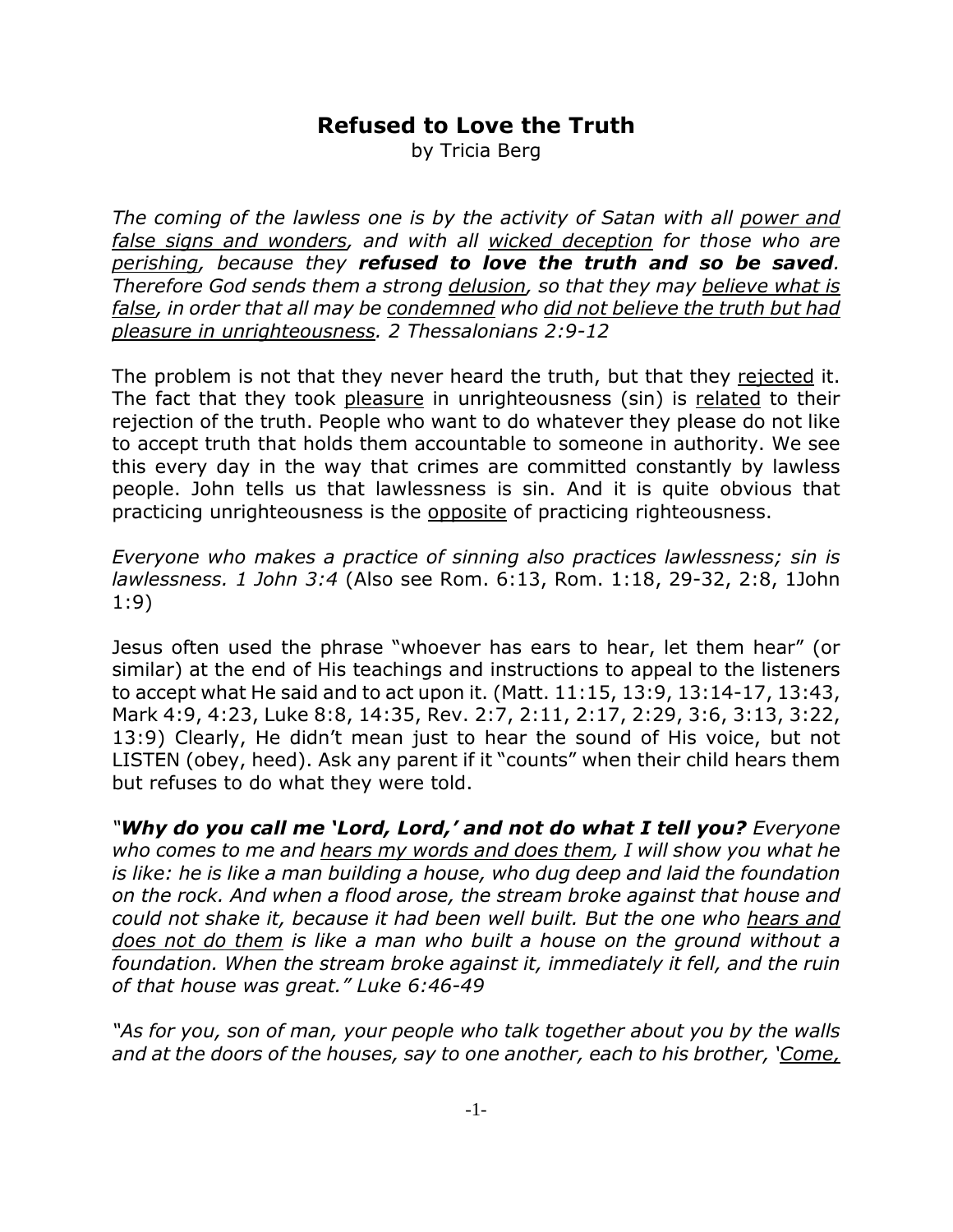# Refused to Love the Truth

by Tricia Berg

*The coming of the lawless one is by the activity of Satan with all <u>power and false signs and wonders</u>, and with all <u>wicked deception</u> for those who are <u>perishing</u>, because they* ***refused to love the truth and so be saved****. Therefore God sends them a strong <u>delusion</u>, so that they may <u>believe what is false</u>, in order that all may be <u>condemned</u> who <u>did not believe the truth but had pleasure in unrighteousness</u>. 2 Thessalonians 2:9-12*

The problem is not that they never heard the truth, but that they <u>rejected</u> it. The fact that they took <u>pleasure</u> in unrighteousness (sin) is <u>related</u> to their rejection of the truth. People who want to do whatever they please do not like to accept truth that holds them accountable to someone in authority. We see this every day in the way that crimes are committed constantly by lawless people. John tells us that lawlessness is sin. And it is quite obvious that practicing unrighteousness is the <u>opposite</u> of practicing righteousness.

*Everyone who makes a practice of sinning also practices lawlessness; sin is lawlessness. 1 John 3:4* (Also see Rom. 6:13, Rom. 1:18, 29-32, 2:8, 1John 1:9)

Jesus often used the phrase "whoever has ears to hear, let them hear" (or similar) at the end of His teachings and instructions to appeal to the listeners to accept what He said and to act upon it. (Matt. 11:15, 13:9, 13:14-17, 13:43, Mark 4:9, 4:23, Luke 8:8, 14:35, Rev. 2:7, 2:11, 2:17, 2:29, 3:6, 3:13, 3:22, 13:9) Clearly, He didn't mean just to hear the sound of His voice, but not LISTEN (obey, heed). Ask any parent if it "counts" when their child hears them but refuses to do what they were told.

*"****Why do you call me 'Lord, Lord,' and not do what I tell you?*** *Everyone who comes to me and <u>hears my words and does them</u>, I will show you what he is like: he is like a man building a house, who dug deep and laid the foundation on the rock. And when a flood arose, the stream broke against that house and could not shake it, because it had been well built. But the one who <u>hears and does not do them</u> is like a man who built a house on the ground without a foundation. When the stream broke against it, immediately it fell, and the ruin of that house was great." Luke 6:46-49*

*"As for you, son of man, your people who talk together about you by the walls and at the doors of the houses, say to one another, each to his brother, '<u>Come,</u>*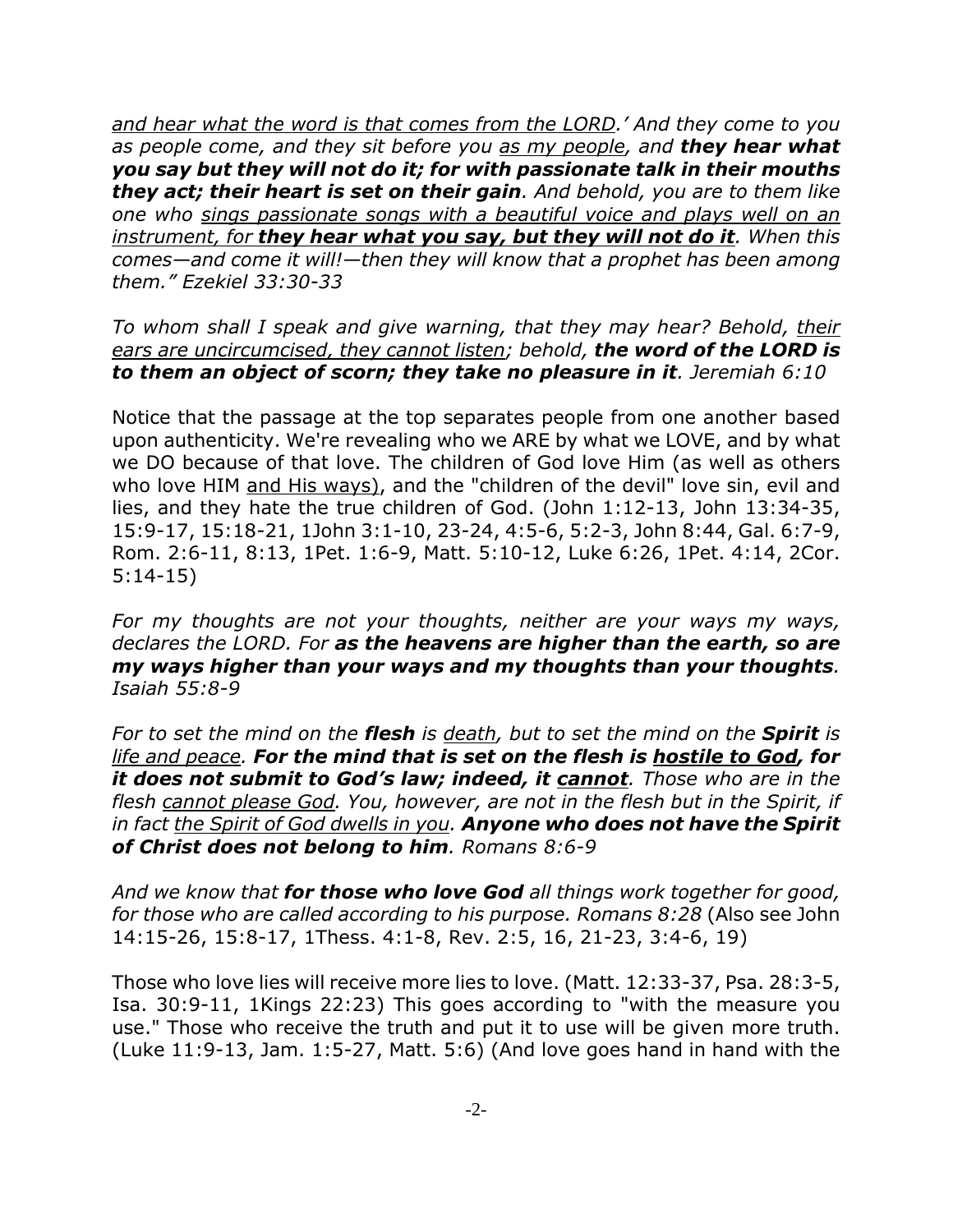*<u>and hear what the word is that comes from the LORD</u>.' And they come to you as people come, and they sit before you <u>as my people</u>, and **they hear what you say but they will not do it; for with passionate talk in their mouths they act; their heart is set on their gain**. And behold, you are to them like one who <u>sings passionate songs with a beautiful voice and plays well on an instrument, for **they hear what you say, but they will not do it**</u>. When this comes—and come it will!—then they will know that a prophet has been among them." Ezekiel 33:30-33*

*To whom shall I speak and give warning, that they may hear? Behold, <u>their ears are uncircumcised, they cannot listen</u>; behold, **the word of the LORD is to them an object of scorn; they take no pleasure in it**. Jeremiah 6:10*

Notice that the passage at the top separates people from one another based upon authenticity. We're revealing who we ARE by what we LOVE, and by what we DO because of that love. The children of God love Him (as well as others who love HIM <u>and His ways)</u>, and the "children of the devil" love sin, evil and lies, and they hate the true children of God. (John 1:12-13, John 13:34-35, 15:9-17, 15:18-21, 1John 3:1-10, 23-24, 4:5-6, 5:2-3, John 8:44, Gal. 6:7-9, Rom. 2:6-11, 8:13, 1Pet. 1:6-9, Matt. 5:10-12, Luke 6:26, 1Pet. 4:14, 2Cor. 5:14-15)

*For my thoughts are not your thoughts, neither are your ways my ways, declares the LORD. For **as the heavens are higher than the earth, so are my ways higher than your ways and my thoughts than your thoughts**. Isaiah 55:8-9*

*For to set the mind on the **flesh** is <u>death</u>, but to set the mind on the **Spirit** is <u>life and peace</u>. **For the mind that is set on the flesh is <u>hostile to God</u>, for it does not submit to God's law; indeed, it <u>cannot</u>**. Those who are in the flesh <u>cannot please God</u>. You, however, are not in the flesh but in the Spirit, if in fact <u>the Spirit of God dwells in you</u>. **Anyone who does not have the Spirit of Christ does not belong to him**. Romans 8:6-9*

*And we know that **for those who love God** all things work together for good, for those who are called according to his purpose. Romans 8:28* (Also see John 14:15-26, 15:8-17, 1Thess. 4:1-8, Rev. 2:5, 16, 21-23, 3:4-6, 19)

Those who love lies will receive more lies to love. (Matt. 12:33-37, Psa. 28:3-5, Isa. 30:9-11, 1Kings 22:23) This goes according to "with the measure you use." Those who receive the truth and put it to use will be given more truth. (Luke 11:9-13, Jam. 1:5-27, Matt. 5:6) (And love goes hand in hand with the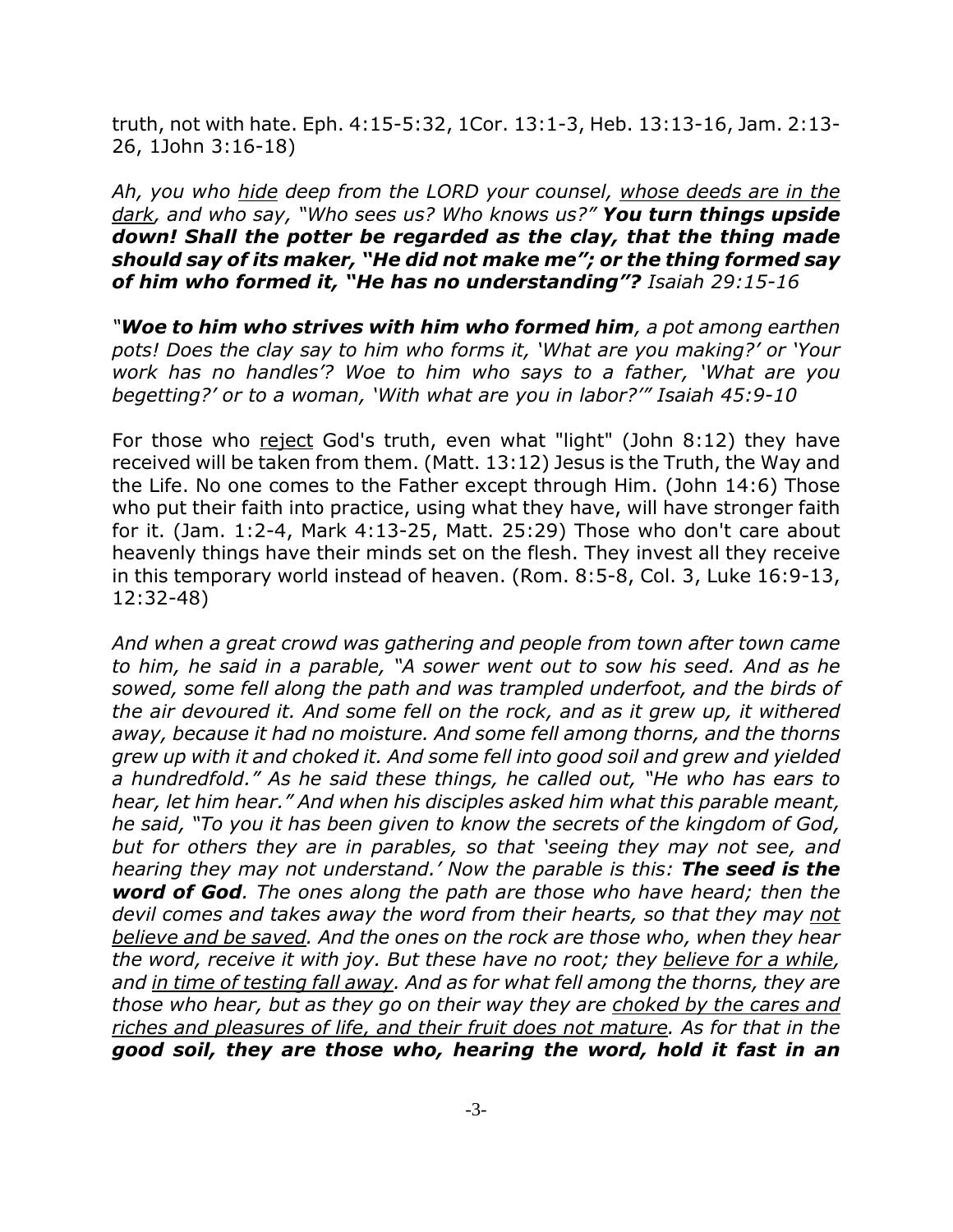truth, not with hate. Eph. 4:15-5:32, 1Cor. 13:1-3, Heb. 13:13-16, Jam. 2:13-26, 1John 3:16-18)

*Ah, you who <u>hide</u> deep from the LORD your counsel, <u>whose deeds are in the dark</u>, and who say, "Who sees us? Who knows us?"* ***You turn things upside down! Shall the potter be regarded as the clay, that the thing made should say of its maker, "He did not make me"; or the thing formed say of him who formed it, "He has no understanding"?*** *Isaiah 29:15-16*

*"**Woe to him who strives with him who formed him**, a pot among earthen pots! Does the clay say to him who forms it, 'What are you making?' or 'Your work has no handles'? Woe to him who says to a father, 'What are you begetting?' or to a woman, 'With what are you in labor?'" Isaiah 45:9-10*

For those who <u>reject</u> God's truth, even what "light" (John 8:12) they have received will be taken from them. (Matt. 13:12) Jesus is the Truth, the Way and the Life. No one comes to the Father except through Him. (John 14:6) Those who put their faith into practice, using what they have, will have stronger faith for it. (Jam. 1:2-4, Mark 4:13-25, Matt. 25:29) Those who don't care about heavenly things have their minds set on the flesh. They invest all they receive in this temporary world instead of heaven. (Rom. 8:5-8, Col. 3, Luke 16:9-13, 12:32-48)

*And when a great crowd was gathering and people from town after town came to him, he said in a parable, "A sower went out to sow his seed. And as he sowed, some fell along the path and was trampled underfoot, and the birds of the air devoured it. And some fell on the rock, and as it grew up, it withered away, because it had no moisture. And some fell among thorns, and the thorns grew up with it and choked it. And some fell into good soil and grew and yielded a hundredfold." As he said these things, he called out, "He who has ears to hear, let him hear." And when his disciples asked him what this parable meant, he said, "To you it has been given to know the secrets of the kingdom of God, but for others they are in parables, so that 'seeing they may not see, and hearing they may not understand.' Now the parable is this:* ***The seed is the word of God****. The ones along the path are those who have heard; then the devil comes and takes away the word from their hearts, so that they may <u>not believe and be saved</u>. And the ones on the rock are those who, when they hear the word, receive it with joy. But these have no root; they <u>believe for a while</u>, and <u>in time of testing fall away</u>. And as for what fell among the thorns, they are those who hear, but as they go on their way they are <u>choked by the cares and riches and pleasures of life, and their fruit does not mature</u>. As for that in the* ***good soil, they are those who, hearing the word, hold it fast in an***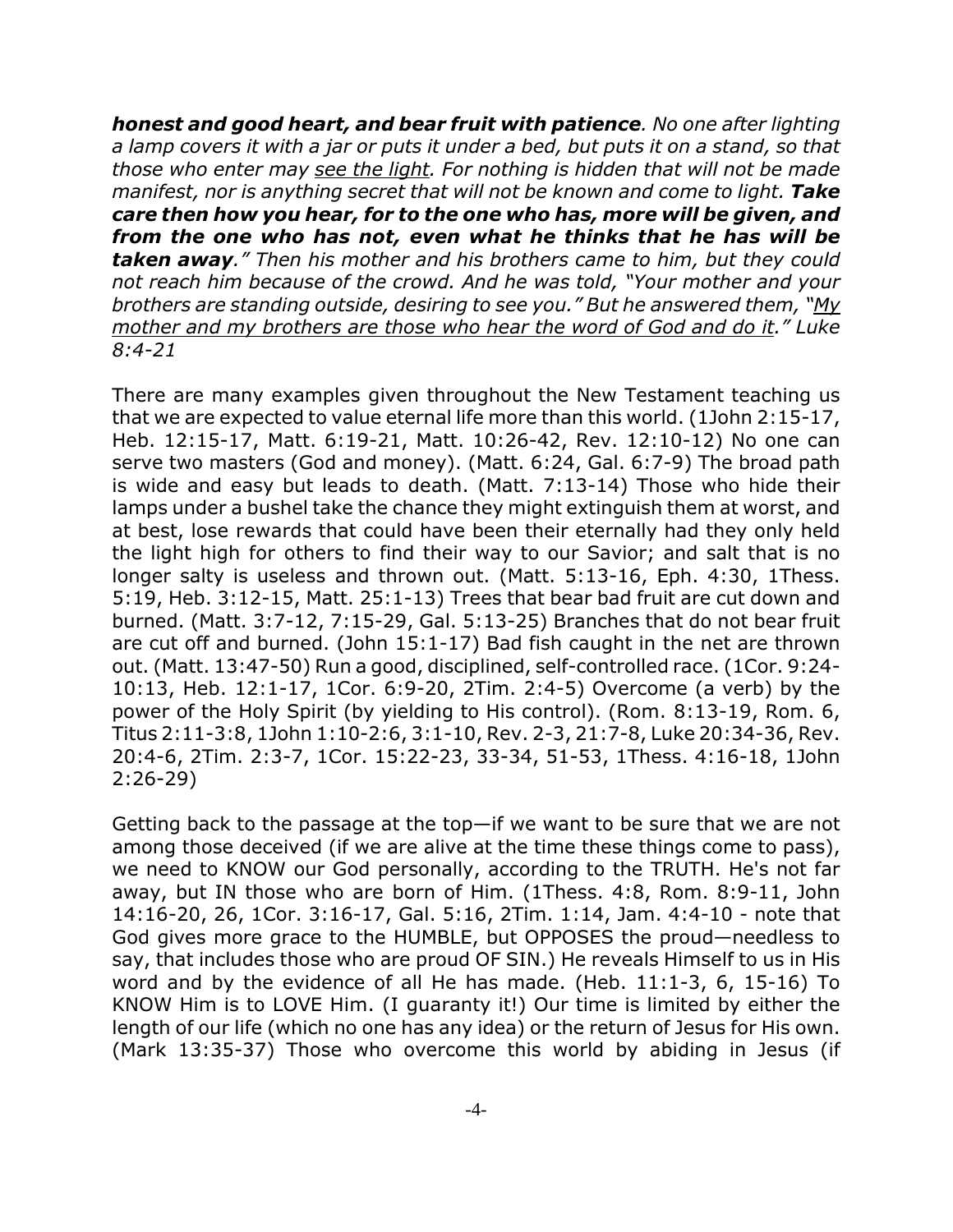*__honest and good heart, and bear fruit with patience__. No one after lighting a lamp covers it with a jar or puts it under a bed, but puts it on a stand, so that those who enter may <u>see the light</u>. For nothing is hidden that will not be made manifest, nor is anything secret that will not be known and come to light. __Take care then how you hear, for to the one who has, more will be given, and from the one who has not, even what he thinks that he has will be taken away__." Then his mother and his brothers came to him, but they could not reach him because of the crowd. And he was told, "Your mother and your brothers are standing outside, desiring to see you." But he answered them, "<u>My mother and my brothers are those who hear the word of God and do it</u>." Luke 8:4-21*

There are many examples given throughout the New Testament teaching us that we are expected to value eternal life more than this world. (1John 2:15-17, Heb. 12:15-17, Matt. 6:19-21, Matt. 10:26-42, Rev. 12:10-12) No one can serve two masters (God and money). (Matt. 6:24, Gal. 6:7-9) The broad path is wide and easy but leads to death. (Matt. 7:13-14) Those who hide their lamps under a bushel take the chance they might extinguish them at worst, and at best, lose rewards that could have been their eternally had they only held the light high for others to find their way to our Savior; and salt that is no longer salty is useless and thrown out. (Matt. 5:13-16, Eph. 4:30, 1Thess. 5:19, Heb. 3:12-15, Matt. 25:1-13) Trees that bear bad fruit are cut down and burned. (Matt. 3:7-12, 7:15-29, Gal. 5:13-25) Branches that do not bear fruit are cut off and burned. (John 15:1-17) Bad fish caught in the net are thrown out. (Matt. 13:47-50) Run a good, disciplined, self-controlled race. (1Cor. 9:24-10:13, Heb. 12:1-17, 1Cor. 6:9-20, 2Tim. 2:4-5) Overcome (a verb) by the power of the Holy Spirit (by yielding to His control). (Rom. 8:13-19, Rom. 6, Titus 2:11-3:8, 1John 1:10-2:6, 3:1-10, Rev. 2-3, 21:7-8, Luke 20:34-36, Rev. 20:4-6, 2Tim. 2:3-7, 1Cor. 15:22-23, 33-34, 51-53, 1Thess. 4:16-18, 1John 2:26-29)

Getting back to the passage at the top—if we want to be sure that we are not among those deceived (if we are alive at the time these things come to pass), we need to KNOW our God personally, according to the TRUTH. He's not far away, but IN those who are born of Him. (1Thess. 4:8, Rom. 8:9-11, John 14:16-20, 26, 1Cor. 3:16-17, Gal. 5:16, 2Tim. 1:14, Jam. 4:4-10 - note that God gives more grace to the HUMBLE, but OPPOSES the proud—needless to say, that includes those who are proud OF SIN.) He reveals Himself to us in His word and by the evidence of all He has made. (Heb. 11:1-3, 6, 15-16) To KNOW Him is to LOVE Him. (I guaranty it!) Our time is limited by either the length of our life (which no one has any idea) or the return of Jesus for His own. (Mark 13:35-37) Those who overcome this world by abiding in Jesus (if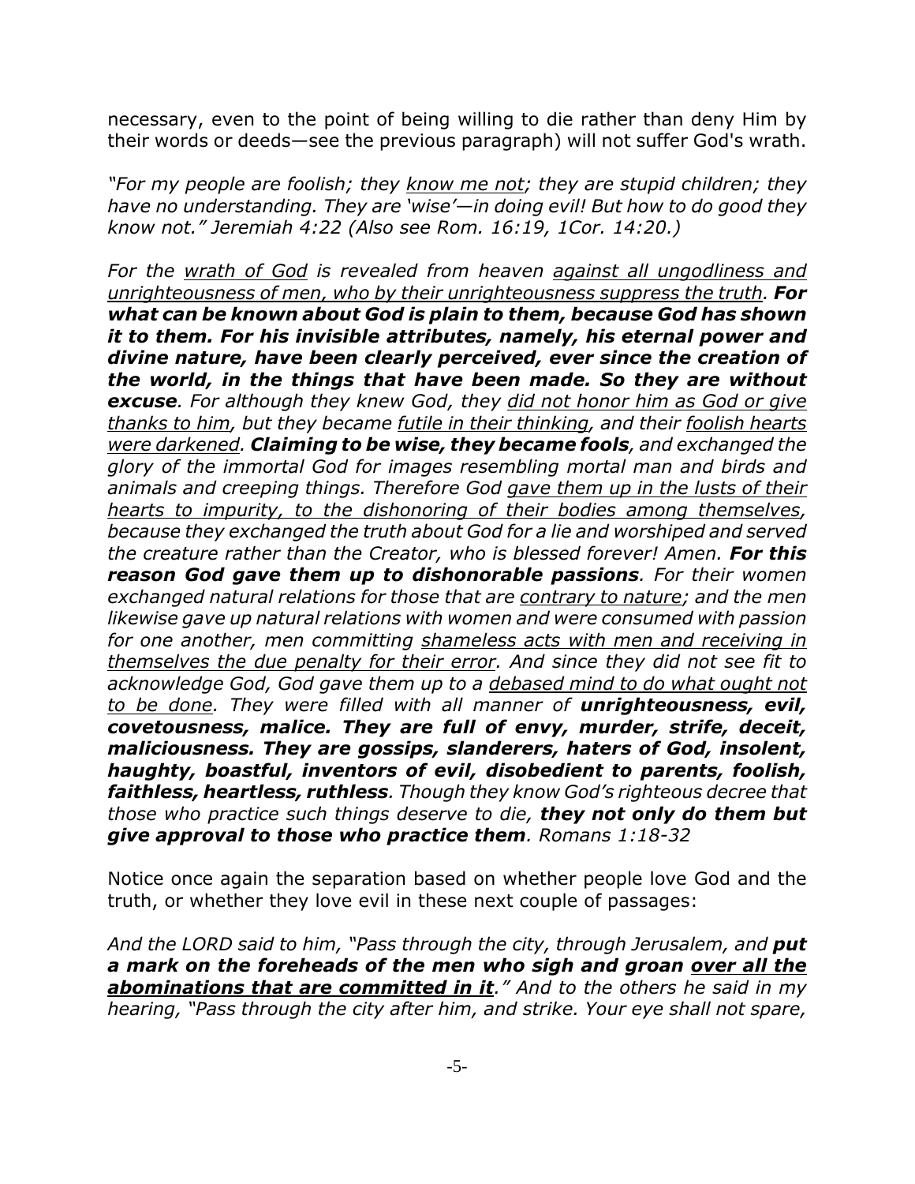necessary, even to the point of being willing to die rather than deny Him by their words or deeds—see the previous paragraph) will not suffer God's wrath.

*"For my people are foolish; they <u>know me not</u>; they are stupid children; they have no understanding. They are 'wise'—in doing evil! But how to do good they know not." Jeremiah 4:22 (Also see Rom. 16:19, 1Cor. 14:20.)*

*For the <u>wrath of God</u> is revealed from heaven <u>against all ungodliness and unrighteousness of men, who by their unrighteousness suppress the truth</u>.* ***For what can be known about God is plain to them, because God has shown it to them. For his invisible attributes, namely, his eternal power and divine nature, have been clearly perceived, ever since the creation of the world, in the things that have been made. So they are without excuse****. For although they knew God, they <u>did not honor him as God or give thanks to him</u>, but they became <u>futile in their thinking</u>, and their <u>foolish hearts were darkened</u>.* ***Claiming to be wise, they became fools****, and exchanged the glory of the immortal God for images resembling mortal man and birds and animals and creeping things. Therefore God <u>gave them up in the lusts of their hearts to impurity, to the dishonoring of their bodies among themselves</u>, because they exchanged the truth about God for a lie and worshiped and served the creature rather than the Creator, who is blessed forever! Amen.* ***For this reason God gave them up to dishonorable passions****. For their women exchanged natural relations for those that are <u>contrary to nature</u>; and the men likewise gave up natural relations with women and were consumed with passion for one another, men committing <u>shameless acts with men and receiving in themselves the due penalty for their error</u>. And since they did not see fit to acknowledge God, God gave them up to a <u>debased mind to do what ought not to be done</u>. They were filled with all manner of* ***unrighteousness, evil, covetousness, malice. They are full of envy, murder, strife, deceit, maliciousness. They are gossips, slanderers, haters of God, insolent, haughty, boastful, inventors of evil, disobedient to parents, foolish, faithless, heartless, ruthless****. Though they know God's righteous decree that those who practice such things deserve to die,* ***they not only do them but give approval to those who practice them****. Romans 1:18-32*

Notice once again the separation based on whether people love God and the truth, or whether they love evil in these next couple of passages:

*And the LORD said to him, "Pass through the city, through Jerusalem, and* ***put a mark on the foreheads of the men who sigh and groan <u>over all the abominations that are committed in it</u>****." And to the others he said in my hearing, "Pass through the city after him, and strike. Your eye shall not spare,*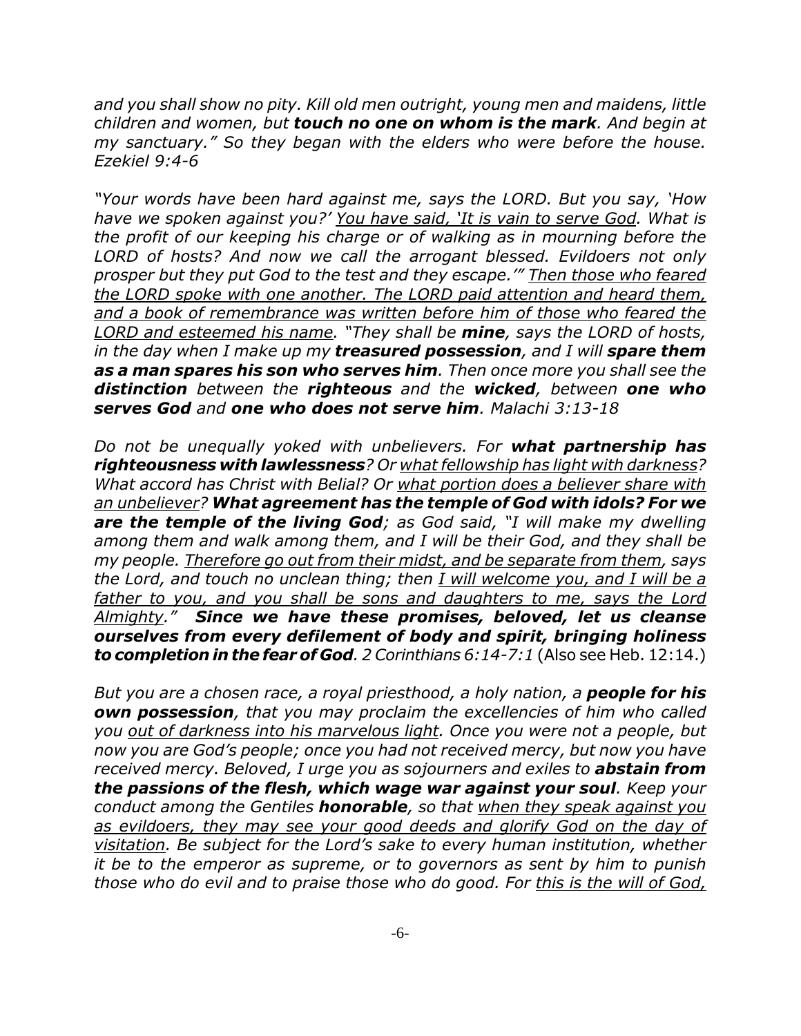*and you shall show no pity. Kill old men outright, young men and maidens, little children and women, but **touch no one on whom is the mark**. And begin at my sanctuary." So they began with the elders who were before the house. Ezekiel 9:4-6*

*"Your words have been hard against me, says the LORD. But you say, 'How have we spoken against you?' <u>You have said, 'It is vain to serve God</u>. What is the profit of our keeping his charge or of walking as in mourning before the LORD of hosts? And now we call the arrogant blessed. Evildoers not only prosper but they put God to the test and they escape.'" <u>Then those who feared the LORD spoke with one another. The LORD paid attention and heard them, and a book of remembrance was written before him of those who feared the LORD and esteemed his name</u>. "They shall be **mine**, says the LORD of hosts, in the day when I make up my **treasured possession**, and I will **spare them as a man spares his son who serves him**. Then once more you shall see the **distinction** between the **righteous** and the **wicked**, between **one who serves God** and **one who does not serve him**. Malachi 3:13-18*

*Do not be unequally yoked with unbelievers. For **what partnership has righteousness with lawlessness**? Or <u>what fellowship has light with darkness</u>? What accord has Christ with Belial? Or <u>what portion does a believer share with an unbeliever</u>? **What agreement has the temple of God with idols? For we are the temple of the living God**; as God said, "I will make my dwelling among them and walk among them, and I will be their God, and they shall be my people. <u>Therefore go out from their midst, and be separate from them</u>, says the Lord, and touch no unclean thing; then <u>I will welcome you, and I will be a father to you, and you shall be sons and daughters to me, says the Lord Almighty</u>." **Since we have these promises, beloved, let us cleanse ourselves from every defilement of body and spirit, bringing holiness to completion in the fear of God**. 2 Corinthians 6:14-7:1* (Also see Heb. 12:14.)

*But you are a chosen race, a royal priesthood, a holy nation, a **people for his own possession**, that you may proclaim the excellencies of him who called you <u>out of darkness into his marvelous light</u>. Once you were not a people, but now you are God's people; once you had not received mercy, but now you have received mercy. Beloved, I urge you as sojourners and exiles to **abstain from the passions of the flesh, which wage war against your soul**. Keep your conduct among the Gentiles **honorable**, so that <u>when they speak against you as evildoers, they may see your good deeds and glorify God on the day of visitation</u>. Be subject for the Lord's sake to every human institution, whether it be to the emperor as supreme, or to governors as sent by him to punish those who do evil and to praise those who do good. For <u>this is the will of God,</u>*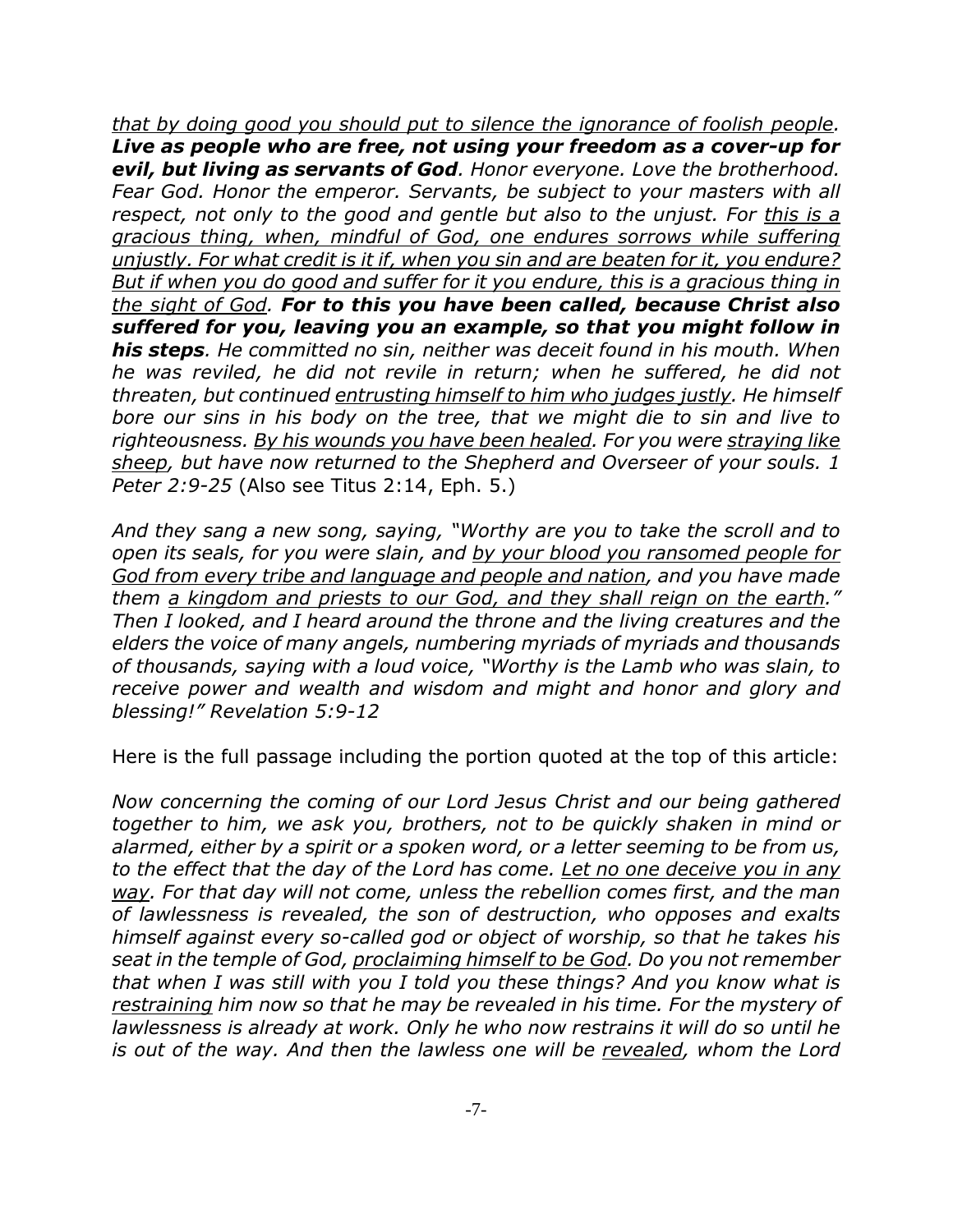*<u>that by doing good you should put to silence the ignorance of foolish people</u>. **Live as people who are free, not using your freedom as a cover-up for evil, but living as servants of God**. Honor everyone. Love the brotherhood. Fear God. Honor the emperor. Servants, be subject to your masters with all respect, not only to the good and gentle but also to the unjust. For <u>this is a gracious thing, when, mindful of God, one endures sorrows while suffering unjustly. For what credit is it if, when you sin and are beaten for it, you endure? But if when you do good and suffer for it you endure, this is a gracious thing in the sight of God</u>. **For to this you have been called, because Christ also suffered for you, leaving you an example, so that you might follow in his steps**. He committed no sin, neither was deceit found in his mouth. When he was reviled, he did not revile in return; when he suffered, he did not threaten, but continued <u>entrusting himself to him who judges justly</u>. He himself bore our sins in his body on the tree, that we might die to sin and live to righteousness. <u>By his wounds you have been healed</u>. For you were <u>straying like sheep</u>, but have now returned to the Shepherd and Overseer of your souls. 1 Peter 2:9-25* (Also see Titus 2:14, Eph. 5.)

*And they sang a new song, saying, "Worthy are you to take the scroll and to open its seals, for you were slain, and <u>by your blood you ransomed people for God from every tribe and language and people and nation</u>, and you have made them <u>a kingdom and priests to our God, and they shall reign on the earth</u>." Then I looked, and I heard around the throne and the living creatures and the elders the voice of many angels, numbering myriads of myriads and thousands of thousands, saying with a loud voice, "Worthy is the Lamb who was slain, to receive power and wealth and wisdom and might and honor and glory and blessing!" Revelation 5:9-12*

Here is the full passage including the portion quoted at the top of this article:

*Now concerning the coming of our Lord Jesus Christ and our being gathered together to him, we ask you, brothers, not to be quickly shaken in mind or alarmed, either by a spirit or a spoken word, or a letter seeming to be from us, to the effect that the day of the Lord has come. <u>Let no one deceive you in any way</u>. For that day will not come, unless the rebellion comes first, and the man of lawlessness is revealed, the son of destruction, who opposes and exalts himself against every so-called god or object of worship, so that he takes his seat in the temple of God, <u>proclaiming himself to be God</u>. Do you not remember that when I was still with you I told you these things? And you know what is <u>restraining</u> him now so that he may be revealed in his time. For the mystery of lawlessness is already at work. Only he who now restrains it will do so until he is out of the way. And then the lawless one will be <u>revealed</u>, whom the Lord*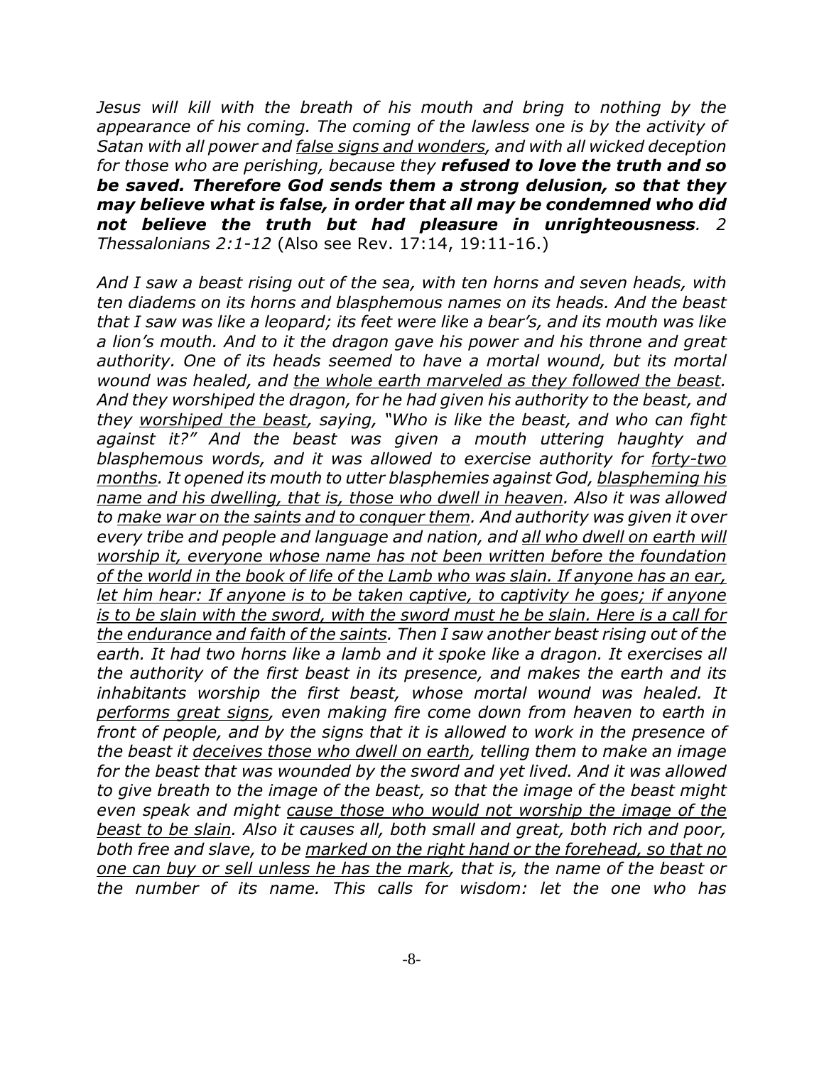*Jesus will kill with the breath of his mouth and bring to nothing by the appearance of his coming. The coming of the lawless one is by the activity of Satan with all power and <u>false signs and wonders</u>, and with all wicked deception for those who are perishing, because they **refused to love the truth and so be saved. Therefore God sends them a strong delusion, so that they may believe what is false, in order that all may be condemned who did not believe the truth but had pleasure in unrighteousness**. 2 Thessalonians 2:1-12* (Also see Rev. 17:14, 19:11-16.)

*And I saw a beast rising out of the sea, with ten horns and seven heads, with ten diadems on its horns and blasphemous names on its heads. And the beast that I saw was like a leopard; its feet were like a bear's, and its mouth was like a lion's mouth. And to it the dragon gave his power and his throne and great authority. One of its heads seemed to have a mortal wound, but its mortal wound was healed, and <u>the whole earth marveled as they followed the beast</u>. And they worshiped the dragon, for he had given his authority to the beast, and they <u>worshiped the beast</u>, saying, "Who is like the beast, and who can fight against it?" And the beast was given a mouth uttering haughty and blasphemous words, and it was allowed to exercise authority for <u>forty-two months</u>. It opened its mouth to utter blasphemies against God, <u>blaspheming his name and his dwelling, that is, those who dwell in heaven</u>. Also it was allowed to <u>make war on the saints and to conquer them</u>. And authority was given it over every tribe and people and language and nation, and <u>all who dwell on earth will worship it, everyone whose name has not been written before the foundation of the world in the book of life of the Lamb who was slain. If anyone has an ear, let him hear: If anyone is to be taken captive, to captivity he goes; if anyone is to be slain with the sword, with the sword must he be slain. Here is a call for the endurance and faith of the saints</u>. Then I saw another beast rising out of the earth. It had two horns like a lamb and it spoke like a dragon. It exercises all the authority of the first beast in its presence, and makes the earth and its inhabitants worship the first beast, whose mortal wound was healed. It <u>performs great signs</u>, even making fire come down from heaven to earth in front of people, and by the signs that it is allowed to work in the presence of the beast it <u>deceives those who dwell on earth</u>, telling them to make an image for the beast that was wounded by the sword and yet lived. And it was allowed to give breath to the image of the beast, so that the image of the beast might even speak and might <u>cause those who would not worship the image of the beast to be slain</u>. Also it causes all, both small and great, both rich and poor, both free and slave, to be <u>marked on the right hand or the forehead, so that no one can buy or sell unless he has the mark</u>, that is, the name of the beast or the number of its name. This calls for wisdom: let the one who has*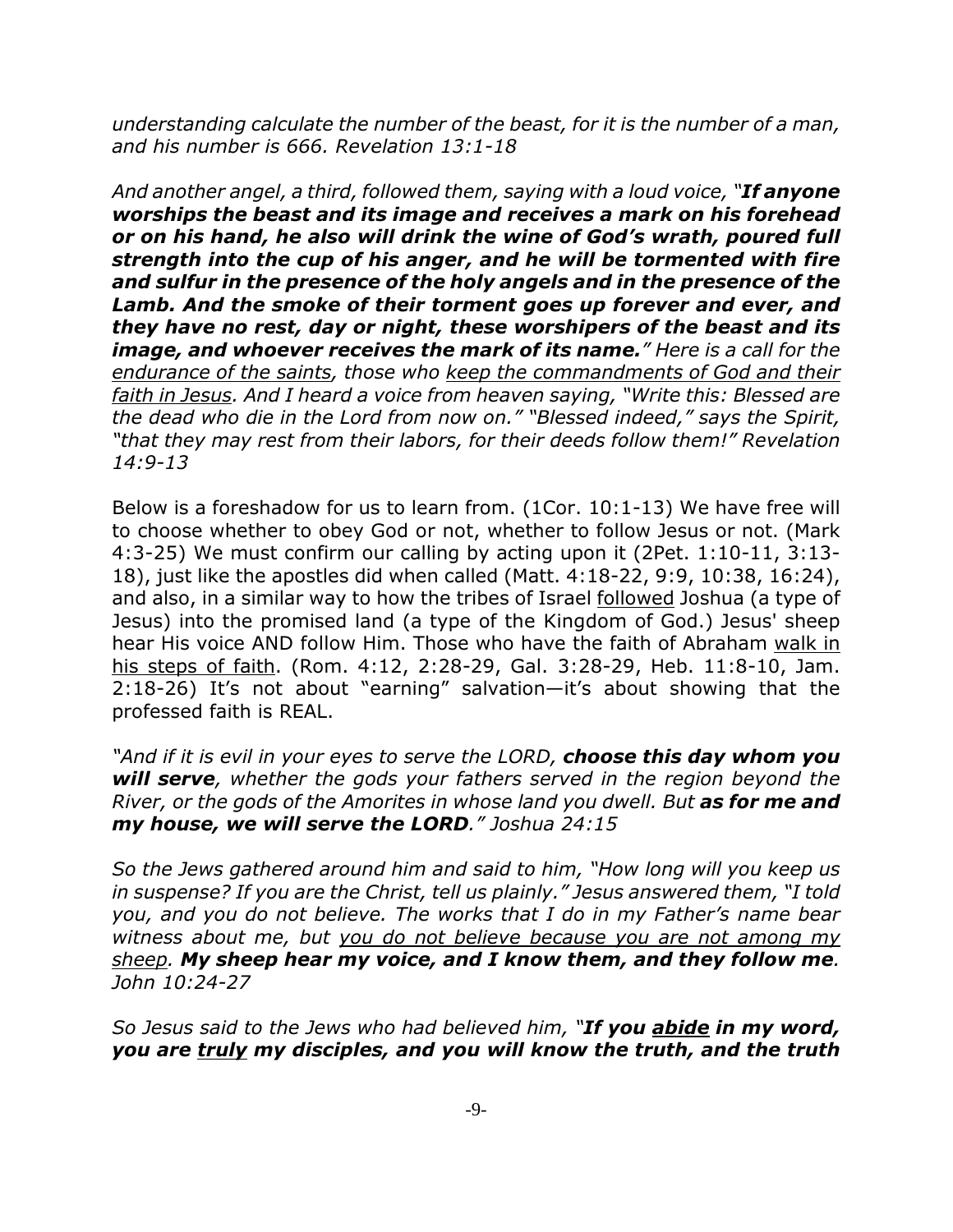*understanding calculate the number of the beast, for it is the number of a man, and his number is 666. Revelation 13:1-18*

*And another angel, a third, followed them, saying with a loud voice, "**If anyone worships the beast and its image and receives a mark on his forehead or on his hand, he also will drink the wine of God's wrath, poured full strength into the cup of his anger, and he will be tormented with fire and sulfur in the presence of the holy angels and in the presence of the Lamb. And the smoke of their torment goes up forever and ever, and they have no rest, day or night, these worshipers of the beast and its image, and whoever receives the mark of its name.**" Here is a call for the <u>endurance of the saints</u>, those who <u>keep the commandments of God and their faith in Jesus</u>. And I heard a voice from heaven saying, "Write this: Blessed are the dead who die in the Lord from now on." "Blessed indeed," says the Spirit, "that they may rest from their labors, for their deeds follow them!" Revelation 14:9-13*

Below is a foreshadow for us to learn from. (1Cor. 10:1-13) We have free will to choose whether to obey God or not, whether to follow Jesus or not. (Mark 4:3-25) We must confirm our calling by acting upon it (2Pet. 1:10-11, 3:13-18), just like the apostles did when called (Matt. 4:18-22, 9:9, 10:38, 16:24), and also, in a similar way to how the tribes of Israel <u>followed</u> Joshua (a type of Jesus) into the promised land (a type of the Kingdom of God.) Jesus' sheep hear His voice AND follow Him. Those who have the faith of Abraham <u>walk in his steps of faith</u>. (Rom. 4:12, 2:28-29, Gal. 3:28-29, Heb. 11:8-10, Jam. 2:18-26) It's not about "earning" salvation—it's about showing that the professed faith is REAL.

*"And if it is evil in your eyes to serve the LORD, **choose this day whom you will serve**, whether the gods your fathers served in the region beyond the River, or the gods of the Amorites in whose land you dwell. But **as for me and my house, we will serve the LORD**." Joshua 24:15*

*So the Jews gathered around him and said to him, "How long will you keep us in suspense? If you are the Christ, tell us plainly." Jesus answered them, "I told you, and you do not believe. The works that I do in my Father's name bear witness about me, but <u>you do not believe because you are not among my sheep</u>. **My sheep hear my voice, and I know them, and they follow me**. John 10:24-27*

*So Jesus said to the Jews who had believed him, "**If you <u>abide</u> in my word, you are <u>truly</u> my disciples, and you will know the truth, and the truth***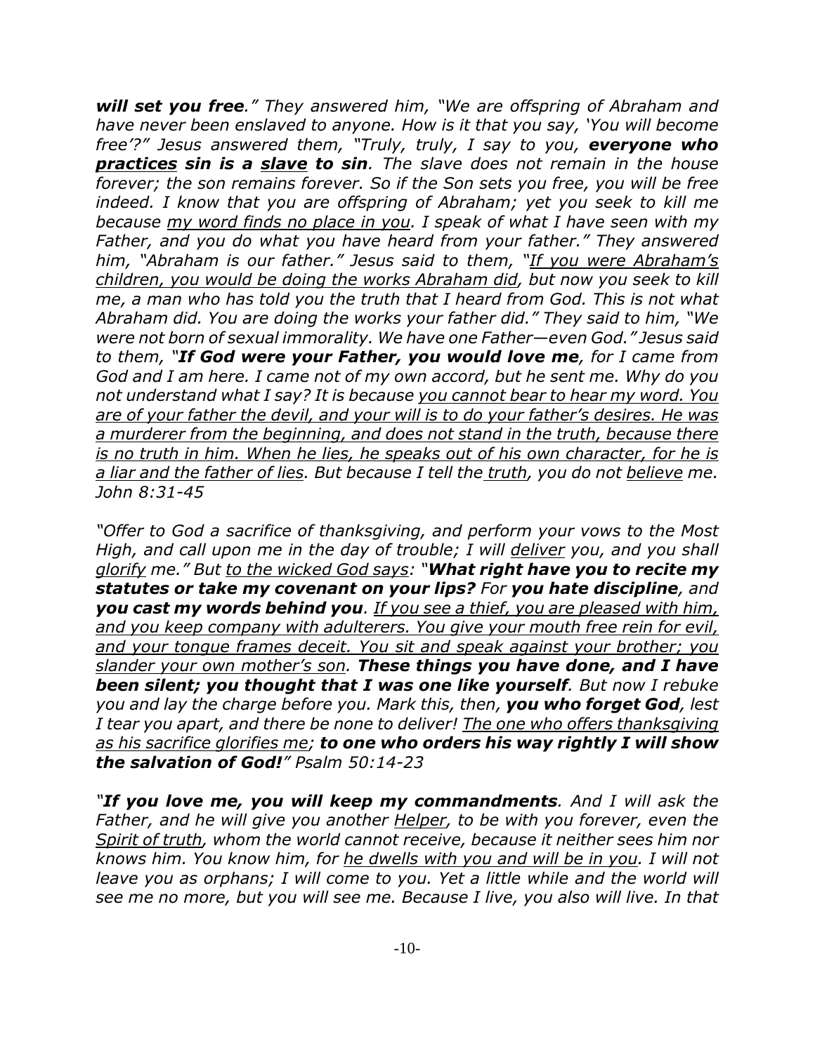*__will set you free__." They answered him, "We are offspring of Abraham and have never been enslaved to anyone. How is it that you say, 'You will become free'?" Jesus answered them, "Truly, truly, I say to you, __everyone who <u>practices</u> sin is a <u>slave</u> to sin__. The slave does not remain in the house forever; the son remains forever. So if the Son sets you free, you will be free indeed. I know that you are offspring of Abraham; yet you seek to kill me because <u>my word finds no place in you</u>. I speak of what I have seen with my Father, and you do what you have heard from your father." They answered him, "Abraham is our father." Jesus said to them, "<u>If you were Abraham's children, you would be doing the works Abraham did</u>, but now you seek to kill me, a man who has told you the truth that I heard from God. This is not what Abraham did. You are doing the works your father did." They said to him, "We were not born of sexual immorality. We have one Father—even God." Jesus said to them, "__If God were your Father, you would love me__, for I came from God and I am here. I came not of my own accord, but he sent me. Why do you not understand what I say? It is because <u>you cannot bear to hear my word. You are of your father the devil, and your will is to do your father's desires. He was a murderer from the beginning, and does not stand in the truth, because there is no truth in him. When he lies, he speaks out of his own character, for he is a liar and the father of lies</u>. But because I tell the <u>truth</u>, you do not <u>believe</u> me. John 8:31-45*

*"Offer to God a sacrifice of thanksgiving, and perform your vows to the Most High, and call upon me in the day of trouble; I will <u>deliver</u> you, and you shall <u>glorify</u> me." But <u>to the wicked God says</u>: "__What right have you to recite my statutes or take my covenant on your lips?__ For __you hate discipline__, and __you cast my words behind you__. <u>If you see a thief, you are pleased with him, and you keep company with adulterers. You give your mouth free rein for evil, and your tongue frames deceit. You sit and speak against your brother; you slander your own mother's son</u>. __These things you have done, and I have been silent; you thought that I was one like yourself__. But now I rebuke you and lay the charge before you. Mark this, then, __you who forget God__, lest I tear you apart, and there be none to deliver! <u>The one who offers thanksgiving as his sacrifice glorifies me</u>; __to one who orders his way rightly I will show the salvation of God!__" Psalm 50:14-23*

*"__If you love me, you will keep my commandments__. And I will ask the Father, and he will give you another <u>Helper</u>, to be with you forever, even the <u>Spirit of truth</u>, whom the world cannot receive, because it neither sees him nor knows him. You know him, for <u>he dwells with you and will be in you</u>. I will not leave you as orphans; I will come to you. Yet a little while and the world will see me no more, but you will see me. Because I live, you also will live. In that*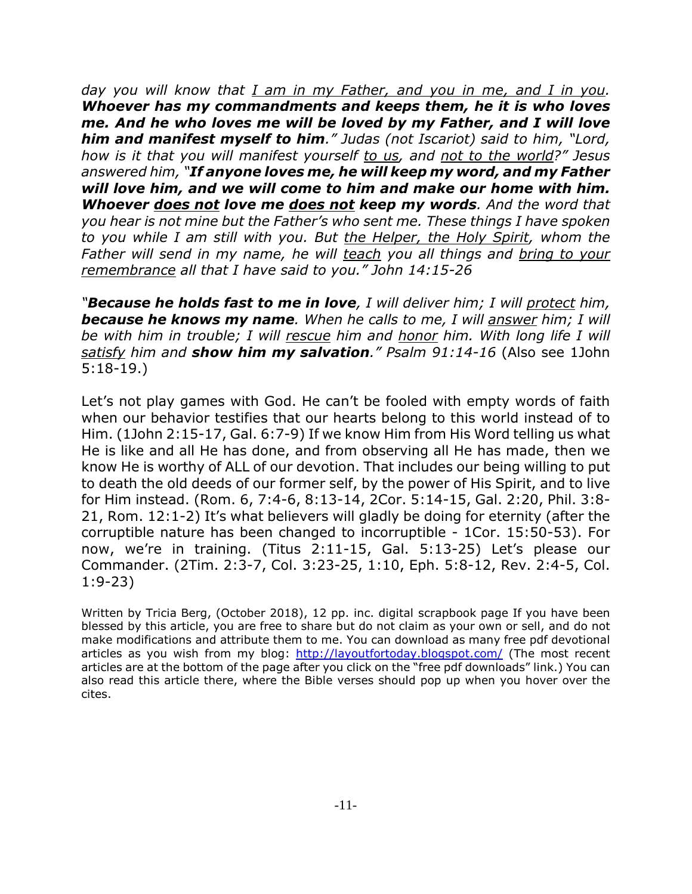*day you will know that <u>I am in my Father, and you in me, and I in you</u>. **Whoever has my commandments and keeps them, he it is who loves me. And he who loves me will be loved by my Father, and I will love him and manifest myself to him**." Judas (not Iscariot) said to him, "Lord, how is it that you will manifest yourself <u>to us</u>, and <u>not to the world</u>?" Jesus answered him, "**If anyone loves me, he will keep my word, and my Father will love him, and we will come to him and make our home with him. Whoever <u>does not</u> love me <u>does not</u> keep my words**. And the word that you hear is not mine but the Father's who sent me. These things I have spoken to you while I am still with you. But <u>the Helper, the Holy Spirit</u>, whom the Father will send in my name, he will <u>teach</u> you all things and <u>bring to your remembrance</u> all that I have said to you." John 14:15-26*

*"**Because he holds fast to me in love**, I will deliver him; I will <u>protect</u> him, **because he knows my name**. When he calls to me, I will <u>answer</u> him; I will be with him in trouble; I will <u>rescue</u> him and <u>honor</u> him. With long life I will <u>satisfy</u> him and **show him my salvation**." Psalm 91:14-16* (Also see 1John 5:18-19.)

Let's not play games with God. He can't be fooled with empty words of faith when our behavior testifies that our hearts belong to this world instead of to Him. (1John 2:15-17, Gal. 6:7-9) If we know Him from His Word telling us what He is like and all He has done, and from observing all He has made, then we know He is worthy of ALL of our devotion. That includes our being willing to put to death the old deeds of our former self, by the power of His Spirit, and to live for Him instead. (Rom. 6, 7:4-6, 8:13-14, 2Cor. 5:14-15, Gal. 2:20, Phil. 3:8-21, Rom. 12:1-2) It's what believers will gladly be doing for eternity (after the corruptible nature has been changed to incorruptible - 1Cor. 15:50-53). For now, we're in training. (Titus 2:11-15, Gal. 5:13-25) Let's please our Commander. (2Tim. 2:3-7, Col. 3:23-25, 1:10, Eph. 5:8-12, Rev. 2:4-5, Col. 1:9-23)

Written by Tricia Berg, (October 2018), 12 pp. inc. digital scrapbook page If you have been blessed by this article, you are free to share but do not claim as your own or sell, and do not make modifications and attribute them to me. You can download as many free pdf devotional articles as you wish from my blog: http://layoutfortoday.blogspot.com/ (The most recent articles are at the bottom of the page after you click on the "free pdf downloads" link.) You can also read this article there, where the Bible verses should pop up when you hover over the cites.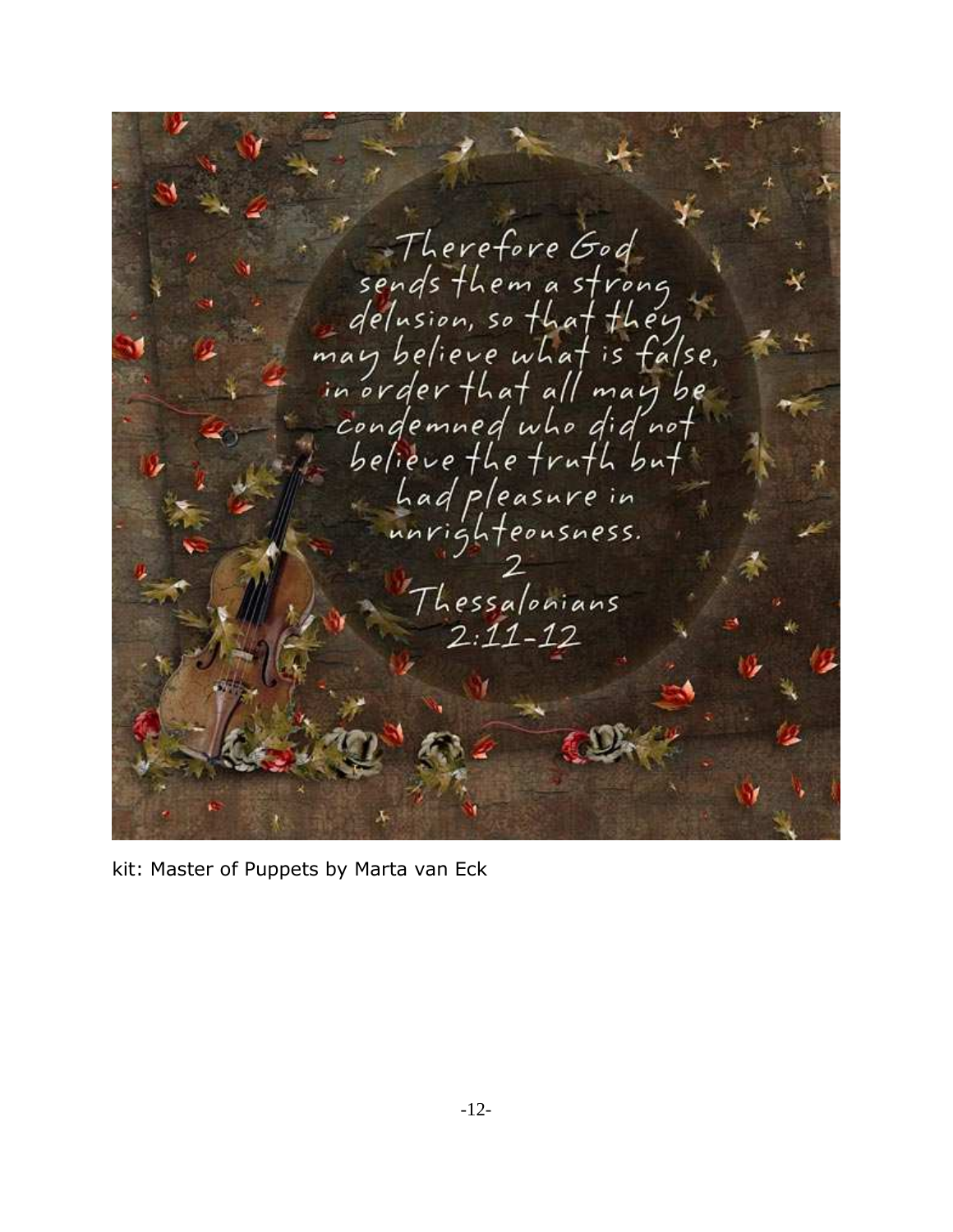Therefore God sends them a strong delusion, so that they may believe what is false, in order that all may be condemned who did not believe the truth but had pleasure in unrighteousness. 2 Thessalonians 2:11-12

kit: Master of Puppets by Marta van Eck